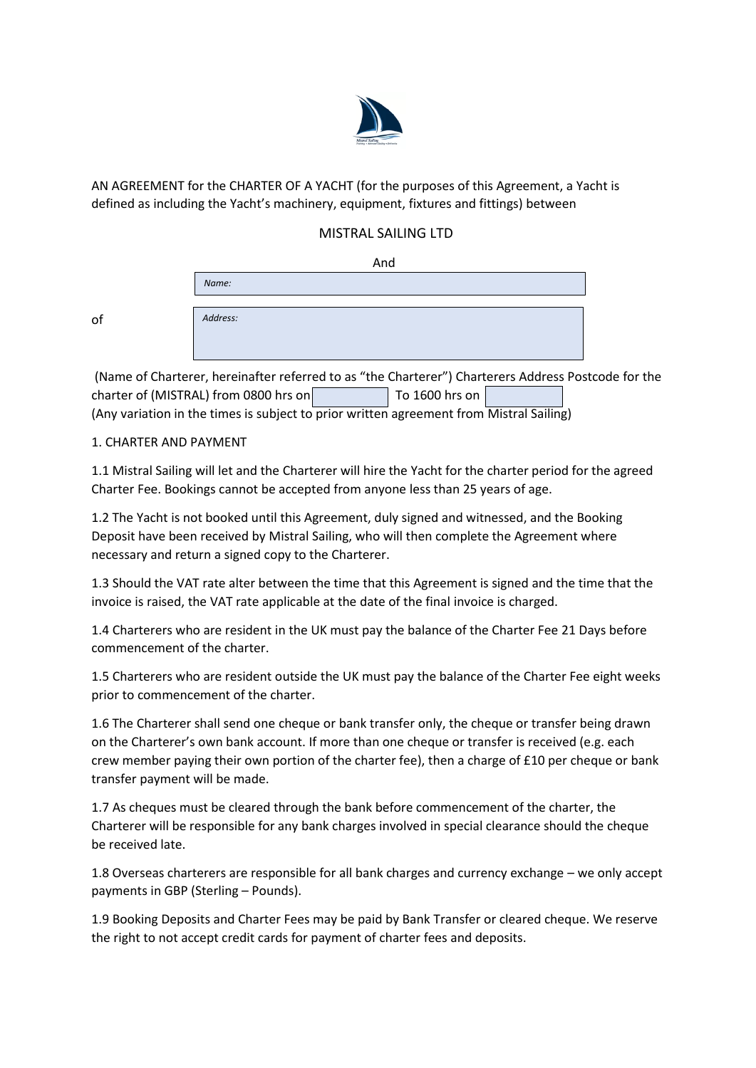AN AGREEMENT for the CHARTER OF A YACHT (for the purposes of this Agreement, a Yacht is defined as including the Yacht's machinery, equipment, fixtures and fittings) between

MISTRAL SAILING LTD

And

*Name:*

of

*Address:*

(Name of Charterer, hereinafter referred to as "the Charterer") Charterers Address Postcode for the charter of (MISTRAL) from 0800 hrs on ____________ To 1600 hrs on ____________
(Any variation in the times is subject to prior written agreement from Mistral Sailing)

1. CHARTER AND PAYMENT

1.1 Mistral Sailing will let and the Charterer will hire the Yacht for the charter period for the agreed Charter Fee. Bookings cannot be accepted from anyone less than 25 years of age.

1.2 The Yacht is not booked until this Agreement, duly signed and witnessed, and the Booking Deposit have been received by Mistral Sailing, who will then complete the Agreement where necessary and return a signed copy to the Charterer.

1.3 Should the VAT rate alter between the time that this Agreement is signed and the time that the invoice is raised, the VAT rate applicable at the date of the final invoice is charged.

1.4 Charterers who are resident in the UK must pay the balance of the Charter Fee 21 Days before commencement of the charter.

1.5 Charterers who are resident outside the UK must pay the balance of the Charter Fee eight weeks prior to commencement of the charter.

1.6 The Charterer shall send one cheque or bank transfer only, the cheque or transfer being drawn on the Charterer's own bank account. If more than one cheque or transfer is received (e.g. each crew member paying their own portion of the charter fee), then a charge of £10 per cheque or bank transfer payment will be made.

1.7 As cheques must be cleared through the bank before commencement of the charter, the Charterer will be responsible for any bank charges involved in special clearance should the cheque be received late.

1.8 Overseas charterers are responsible for all bank charges and currency exchange – we only accept payments in GBP (Sterling – Pounds).

1.9 Booking Deposits and Charter Fees may be paid by Bank Transfer or cleared cheque. We reserve the right to not accept credit cards for payment of charter fees and deposits.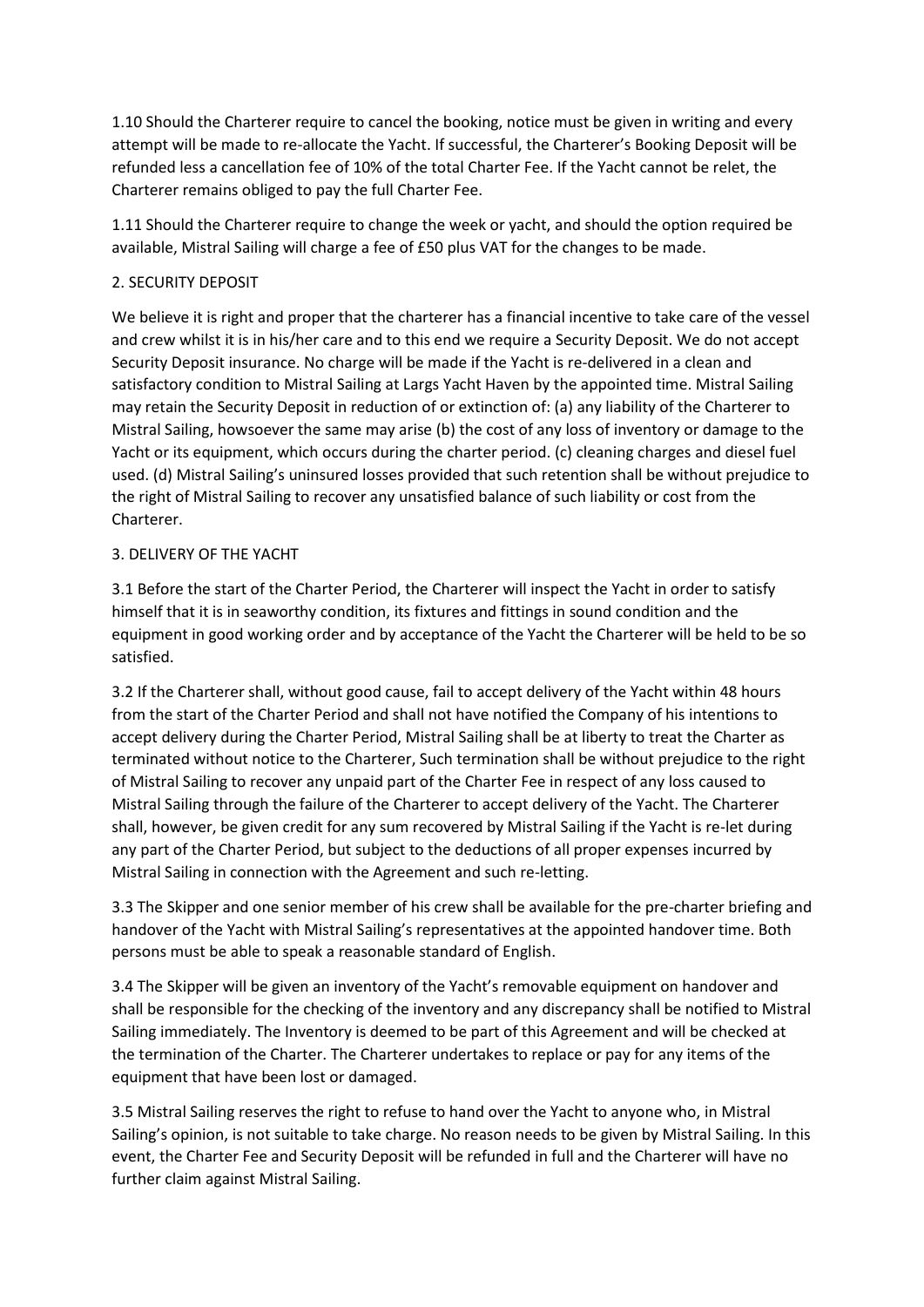1.10 Should the Charterer require to cancel the booking, notice must be given in writing and every attempt will be made to re-allocate the Yacht. If successful, the Charterer's Booking Deposit will be refunded less a cancellation fee of 10% of the total Charter Fee. If the Yacht cannot be relet, the Charterer remains obliged to pay the full Charter Fee.

1.11 Should the Charterer require to change the week or yacht, and should the option required be available, Mistral Sailing will charge a fee of £50 plus VAT for the changes to be made.

## 2. SECURITY DEPOSIT

We believe it is right and proper that the charterer has a financial incentive to take care of the vessel and crew whilst it is in his/her care and to this end we require a Security Deposit. We do not accept Security Deposit insurance. No charge will be made if the Yacht is re-delivered in a clean and satisfactory condition to Mistral Sailing at Largs Yacht Haven by the appointed time. Mistral Sailing may retain the Security Deposit in reduction of or extinction of: (a) any liability of the Charterer to Mistral Sailing, howsoever the same may arise (b) the cost of any loss of inventory or damage to the Yacht or its equipment, which occurs during the charter period. (c) cleaning charges and diesel fuel used. (d) Mistral Sailing's uninsured losses provided that such retention shall be without prejudice to the right of Mistral Sailing to recover any unsatisfied balance of such liability or cost from the Charterer.

## 3. DELIVERY OF THE YACHT

3.1 Before the start of the Charter Period, the Charterer will inspect the Yacht in order to satisfy himself that it is in seaworthy condition, its fixtures and fittings in sound condition and the equipment in good working order and by acceptance of the Yacht the Charterer will be held to be so satisfied.

3.2 If the Charterer shall, without good cause, fail to accept delivery of the Yacht within 48 hours from the start of the Charter Period and shall not have notified the Company of his intentions to accept delivery during the Charter Period, Mistral Sailing shall be at liberty to treat the Charter as terminated without notice to the Charterer, Such termination shall be without prejudice to the right of Mistral Sailing to recover any unpaid part of the Charter Fee in respect of any loss caused to Mistral Sailing through the failure of the Charterer to accept delivery of the Yacht. The Charterer shall, however, be given credit for any sum recovered by Mistral Sailing if the Yacht is re-let during any part of the Charter Period, but subject to the deductions of all proper expenses incurred by Mistral Sailing in connection with the Agreement and such re-letting.

3.3 The Skipper and one senior member of his crew shall be available for the pre-charter briefing and handover of the Yacht with Mistral Sailing's representatives at the appointed handover time. Both persons must be able to speak a reasonable standard of English.

3.4 The Skipper will be given an inventory of the Yacht's removable equipment on handover and shall be responsible for the checking of the inventory and any discrepancy shall be notified to Mistral Sailing immediately. The Inventory is deemed to be part of this Agreement and will be checked at the termination of the Charter. The Charterer undertakes to replace or pay for any items of the equipment that have been lost or damaged.

3.5 Mistral Sailing reserves the right to refuse to hand over the Yacht to anyone who, in Mistral Sailing's opinion, is not suitable to take charge. No reason needs to be given by Mistral Sailing. In this event, the Charter Fee and Security Deposit will be refunded in full and the Charterer will have no further claim against Mistral Sailing.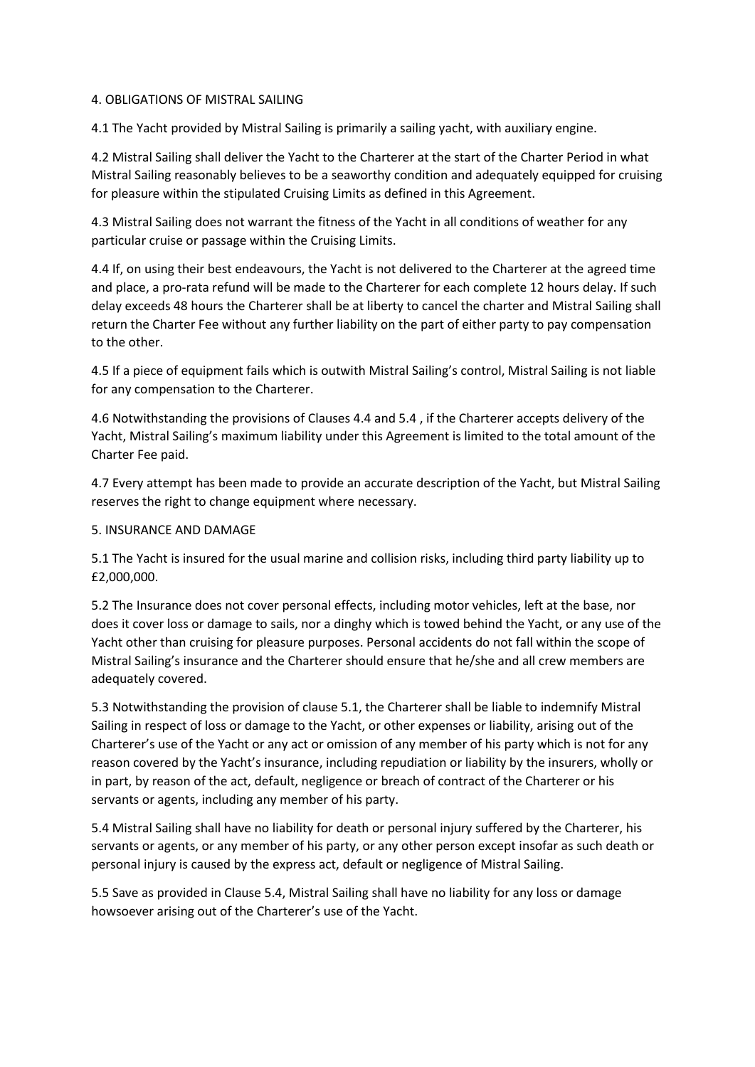## 4. OBLIGATIONS OF MISTRAL SAILING

4.1 The Yacht provided by Mistral Sailing is primarily a sailing yacht, with auxiliary engine.

4.2 Mistral Sailing shall deliver the Yacht to the Charterer at the start of the Charter Period in what Mistral Sailing reasonably believes to be a seaworthy condition and adequately equipped for cruising for pleasure within the stipulated Cruising Limits as defined in this Agreement.

4.3 Mistral Sailing does not warrant the fitness of the Yacht in all conditions of weather for any particular cruise or passage within the Cruising Limits.

4.4 If, on using their best endeavours, the Yacht is not delivered to the Charterer at the agreed time and place, a pro-rata refund will be made to the Charterer for each complete 12 hours delay. If such delay exceeds 48 hours the Charterer shall be at liberty to cancel the charter and Mistral Sailing shall return the Charter Fee without any further liability on the part of either party to pay compensation to the other.

4.5 If a piece of equipment fails which is outwith Mistral Sailing's control, Mistral Sailing is not liable for any compensation to the Charterer.

4.6 Notwithstanding the provisions of Clauses 4.4 and 5.4 , if the Charterer accepts delivery of the Yacht, Mistral Sailing's maximum liability under this Agreement is limited to the total amount of the Charter Fee paid.

4.7 Every attempt has been made to provide an accurate description of the Yacht, but Mistral Sailing reserves the right to change equipment where necessary.

## 5. INSURANCE AND DAMAGE

5.1 The Yacht is insured for the usual marine and collision risks, including third party liability up to £2,000,000.

5.2 The Insurance does not cover personal effects, including motor vehicles, left at the base, nor does it cover loss or damage to sails, nor a dinghy which is towed behind the Yacht, or any use of the Yacht other than cruising for pleasure purposes. Personal accidents do not fall within the scope of Mistral Sailing's insurance and the Charterer should ensure that he/she and all crew members are adequately covered.

5.3 Notwithstanding the provision of clause 5.1, the Charterer shall be liable to indemnify Mistral Sailing in respect of loss or damage to the Yacht, or other expenses or liability, arising out of the Charterer's use of the Yacht or any act or omission of any member of his party which is not for any reason covered by the Yacht's insurance, including repudiation or liability by the insurers, wholly or in part, by reason of the act, default, negligence or breach of contract of the Charterer or his servants or agents, including any member of his party.

5.4 Mistral Sailing shall have no liability for death or personal injury suffered by the Charterer, his servants or agents, or any member of his party, or any other person except insofar as such death or personal injury is caused by the express act, default or negligence of Mistral Sailing.

5.5 Save as provided in Clause 5.4, Mistral Sailing shall have no liability for any loss or damage howsoever arising out of the Charterer's use of the Yacht.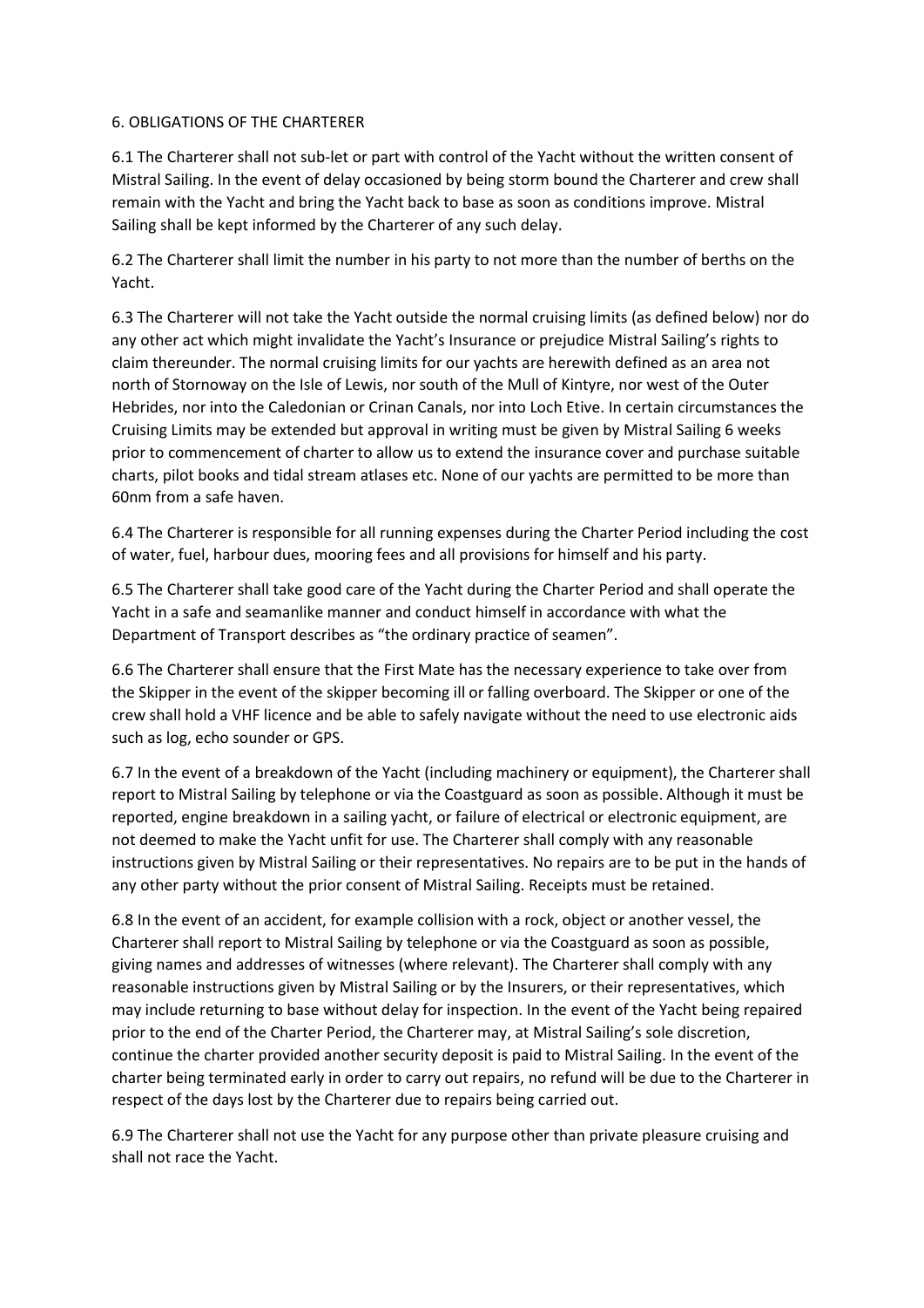## 6. OBLIGATIONS OF THE CHARTERER

6.1 The Charterer shall not sub-let or part with control of the Yacht without the written consent of Mistral Sailing. In the event of delay occasioned by being storm bound the Charterer and crew shall remain with the Yacht and bring the Yacht back to base as soon as conditions improve. Mistral Sailing shall be kept informed by the Charterer of any such delay.

6.2 The Charterer shall limit the number in his party to not more than the number of berths on the Yacht.

6.3 The Charterer will not take the Yacht outside the normal cruising limits (as defined below) nor do any other act which might invalidate the Yacht's Insurance or prejudice Mistral Sailing's rights to claim thereunder. The normal cruising limits for our yachts are herewith defined as an area not north of Stornoway on the Isle of Lewis, nor south of the Mull of Kintyre, nor west of the Outer Hebrides, nor into the Caledonian or Crinan Canals, nor into Loch Etive. In certain circumstances the Cruising Limits may be extended but approval in writing must be given by Mistral Sailing 6 weeks prior to commencement of charter to allow us to extend the insurance cover and purchase suitable charts, pilot books and tidal stream atlases etc. None of our yachts are permitted to be more than 60nm from a safe haven.

6.4 The Charterer is responsible for all running expenses during the Charter Period including the cost of water, fuel, harbour dues, mooring fees and all provisions for himself and his party.

6.5 The Charterer shall take good care of the Yacht during the Charter Period and shall operate the Yacht in a safe and seamanlike manner and conduct himself in accordance with what the Department of Transport describes as "the ordinary practice of seamen".

6.6 The Charterer shall ensure that the First Mate has the necessary experience to take over from the Skipper in the event of the skipper becoming ill or falling overboard. The Skipper or one of the crew shall hold a VHF licence and be able to safely navigate without the need to use electronic aids such as log, echo sounder or GPS.

6.7 In the event of a breakdown of the Yacht (including machinery or equipment), the Charterer shall report to Mistral Sailing by telephone or via the Coastguard as soon as possible. Although it must be reported, engine breakdown in a sailing yacht, or failure of electrical or electronic equipment, are not deemed to make the Yacht unfit for use. The Charterer shall comply with any reasonable instructions given by Mistral Sailing or their representatives. No repairs are to be put in the hands of any other party without the prior consent of Mistral Sailing. Receipts must be retained.

6.8 In the event of an accident, for example collision with a rock, object or another vessel, the Charterer shall report to Mistral Sailing by telephone or via the Coastguard as soon as possible, giving names and addresses of witnesses (where relevant). The Charterer shall comply with any reasonable instructions given by Mistral Sailing or by the Insurers, or their representatives, which may include returning to base without delay for inspection. In the event of the Yacht being repaired prior to the end of the Charter Period, the Charterer may, at Mistral Sailing's sole discretion, continue the charter provided another security deposit is paid to Mistral Sailing. In the event of the charter being terminated early in order to carry out repairs, no refund will be due to the Charterer in respect of the days lost by the Charterer due to repairs being carried out.

6.9 The Charterer shall not use the Yacht for any purpose other than private pleasure cruising and shall not race the Yacht.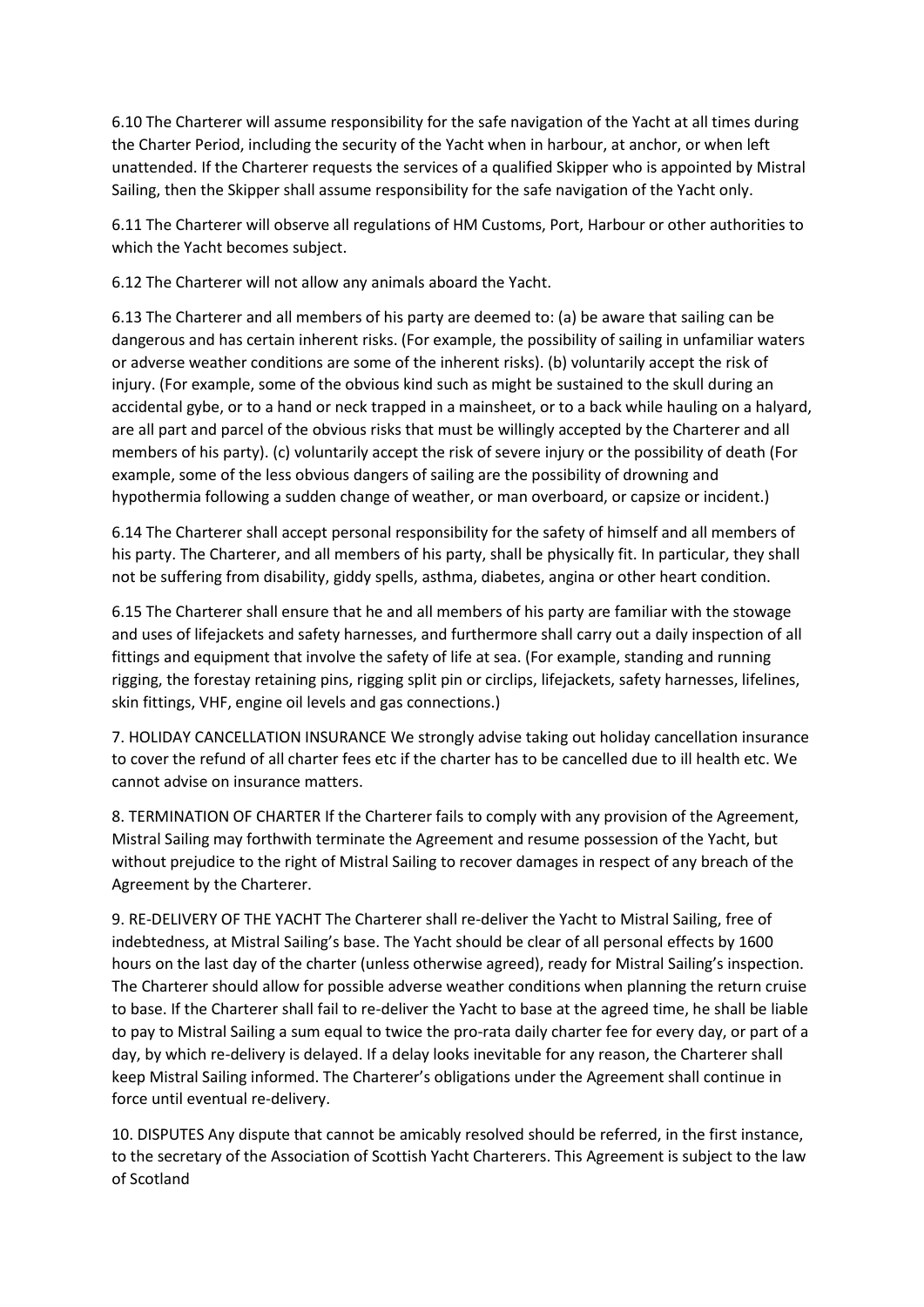6.10 The Charterer will assume responsibility for the safe navigation of the Yacht at all times during the Charter Period, including the security of the Yacht when in harbour, at anchor, or when left unattended. If the Charterer requests the services of a qualified Skipper who is appointed by Mistral Sailing, then the Skipper shall assume responsibility for the safe navigation of the Yacht only.

6.11 The Charterer will observe all regulations of HM Customs, Port, Harbour or other authorities to which the Yacht becomes subject.

6.12 The Charterer will not allow any animals aboard the Yacht.

6.13 The Charterer and all members of his party are deemed to: (a) be aware that sailing can be dangerous and has certain inherent risks. (For example, the possibility of sailing in unfamiliar waters or adverse weather conditions are some of the inherent risks). (b) voluntarily accept the risk of injury. (For example, some of the obvious kind such as might be sustained to the skull during an accidental gybe, or to a hand or neck trapped in a mainsheet, or to a back while hauling on a halyard, are all part and parcel of the obvious risks that must be willingly accepted by the Charterer and all members of his party). (c) voluntarily accept the risk of severe injury or the possibility of death (For example, some of the less obvious dangers of sailing are the possibility of drowning and hypothermia following a sudden change of weather, or man overboard, or capsize or incident.)

6.14 The Charterer shall accept personal responsibility for the safety of himself and all members of his party. The Charterer, and all members of his party, shall be physically fit. In particular, they shall not be suffering from disability, giddy spells, asthma, diabetes, angina or other heart condition.

6.15 The Charterer shall ensure that he and all members of his party are familiar with the stowage and uses of lifejackets and safety harnesses, and furthermore shall carry out a daily inspection of all fittings and equipment that involve the safety of life at sea. (For example, standing and running rigging, the forestay retaining pins, rigging split pin or circlips, lifejackets, safety harnesses, lifelines, skin fittings, VHF, engine oil levels and gas connections.)

7. HOLIDAY CANCELLATION INSURANCE We strongly advise taking out holiday cancellation insurance to cover the refund of all charter fees etc if the charter has to be cancelled due to ill health etc. We cannot advise on insurance matters.

8. TERMINATION OF CHARTER If the Charterer fails to comply with any provision of the Agreement, Mistral Sailing may forthwith terminate the Agreement and resume possession of the Yacht, but without prejudice to the right of Mistral Sailing to recover damages in respect of any breach of the Agreement by the Charterer.

9. RE-DELIVERY OF THE YACHT The Charterer shall re-deliver the Yacht to Mistral Sailing, free of indebtedness, at Mistral Sailing's base. The Yacht should be clear of all personal effects by 1600 hours on the last day of the charter (unless otherwise agreed), ready for Mistral Sailing's inspection. The Charterer should allow for possible adverse weather conditions when planning the return cruise to base. If the Charterer shall fail to re-deliver the Yacht to base at the agreed time, he shall be liable to pay to Mistral Sailing a sum equal to twice the pro-rata daily charter fee for every day, or part of a day, by which re-delivery is delayed. If a delay looks inevitable for any reason, the Charterer shall keep Mistral Sailing informed. The Charterer's obligations under the Agreement shall continue in force until eventual re-delivery.

10. DISPUTES Any dispute that cannot be amicably resolved should be referred, in the first instance, to the secretary of the Association of Scottish Yacht Charterers. This Agreement is subject to the law of Scotland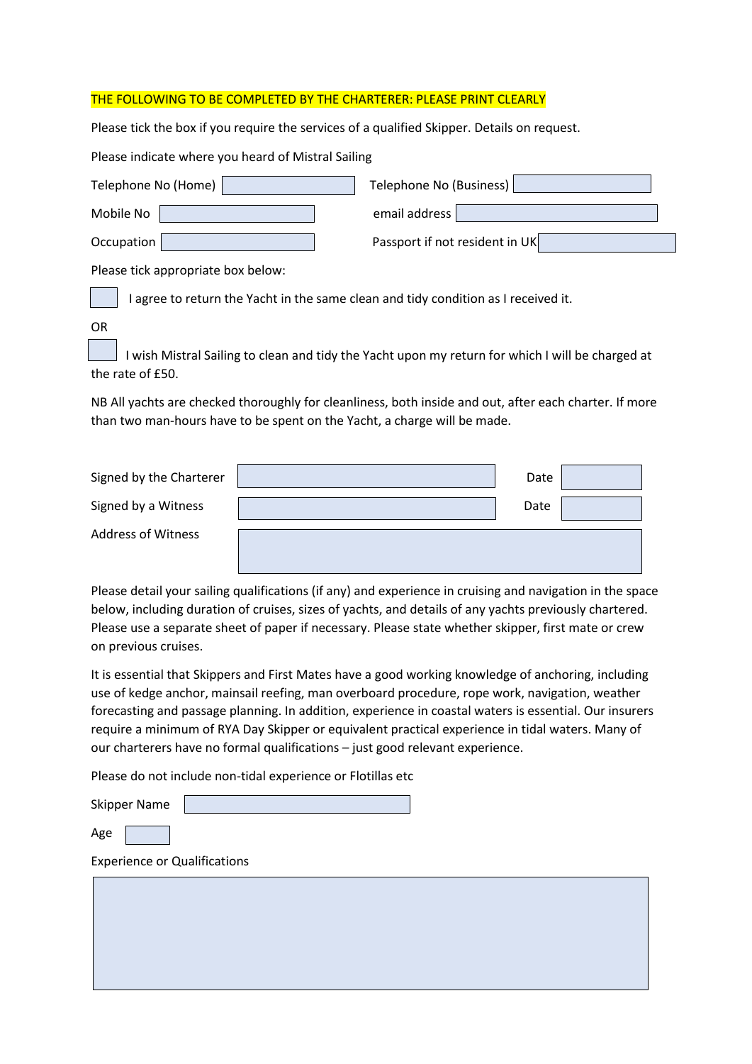THE FOLLOWING TO BE COMPLETED BY THE CHARTERER: PLEASE PRINT CLEARLY

Please tick the box if you require the services of a qualified Skipper. Details on request.

Please indicate where you heard of Mistral Sailing

Telephone No (Home) \_\_\_\_\_\_\_\_ Telephone No (Business) \_\_\_\_\_\_\_\_

Mobile No \_\_\_\_\_\_\_\_ email address \_\_\_\_\_\_\_\_

Occupation \_\_\_\_\_\_\_\_ Passport if not resident in UK \_\_\_\_\_\_\_\_

Please tick appropriate box below:

☐ I agree to return the Yacht in the same clean and tidy condition as I received it.

OR

☐ I wish Mistral Sailing to clean and tidy the Yacht upon my return for which I will be charged at the rate of £50.

NB All yachts are checked thoroughly for cleanliness, both inside and out, after each charter. If more than two man-hours have to be spent on the Yacht, a charge will be made.

Signed by the Charterer \_\_\_\_\_\_\_\_ Date \_\_\_\_\_\_\_\_

Signed by a Witness \_\_\_\_\_\_\_\_ Date \_\_\_\_\_\_\_\_

Address of Witness \_\_\_\_\_\_\_\_

Please detail your sailing qualifications (if any) and experience in cruising and navigation in the space below, including duration of cruises, sizes of yachts, and details of any yachts previously chartered. Please use a separate sheet of paper if necessary. Please state whether skipper, first mate or crew on previous cruises.

It is essential that Skippers and First Mates have a good working knowledge of anchoring, including use of kedge anchor, mainsail reefing, man overboard procedure, rope work, navigation, weather forecasting and passage planning. In addition, experience in coastal waters is essential. Our insurers require a minimum of RYA Day Skipper or equivalent practical experience in tidal waters. Many of our charterers have no formal qualifications – just good relevant experience.

Please do not include non-tidal experience or Flotillas etc

Skipper Name \_\_\_\_\_\_\_\_

Age \_\_\_\_

Experience or Qualifications

\_\_\_\_\_\_\_\_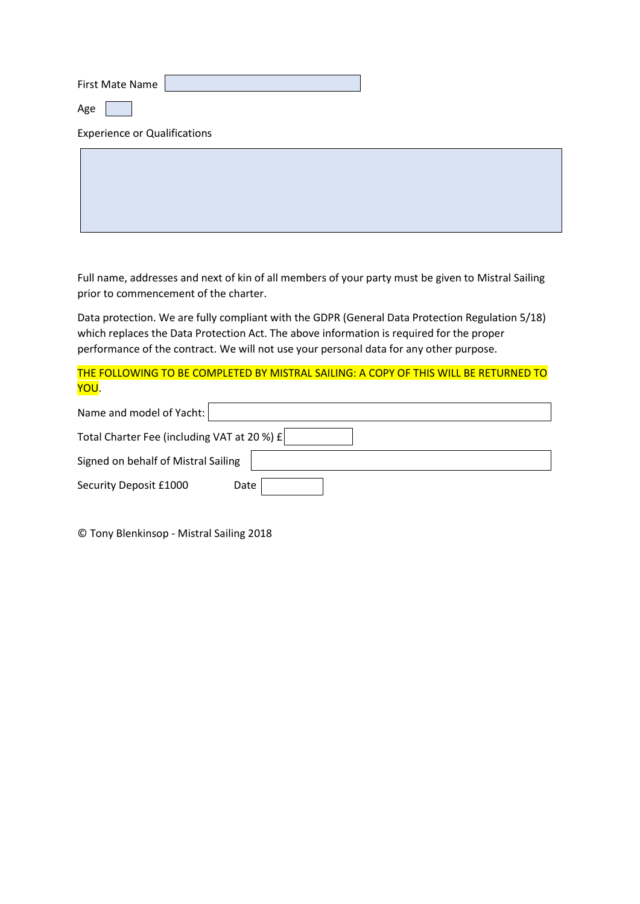First Mate Name

Age

Experience or Qualifications

Full name, addresses and next of kin of all members of your party must be given to Mistral Sailing prior to commencement of the charter.

Data protection. We are fully compliant with the GDPR (General Data Protection Regulation 5/18) which replaces the Data Protection Act. The above information is required for the proper performance of the contract. We will not use your personal data for any other purpose.

THE FOLLOWING TO BE COMPLETED BY MISTRAL SAILING: A COPY OF THIS WILL BE RETURNED TO YOU.

Name and model of Yacht:

Total Charter Fee (including VAT at 20 %) £

Signed on behalf of Mistral Sailing

Security Deposit £1000 Date

© Tony Blenkinsop - Mistral Sailing 2018